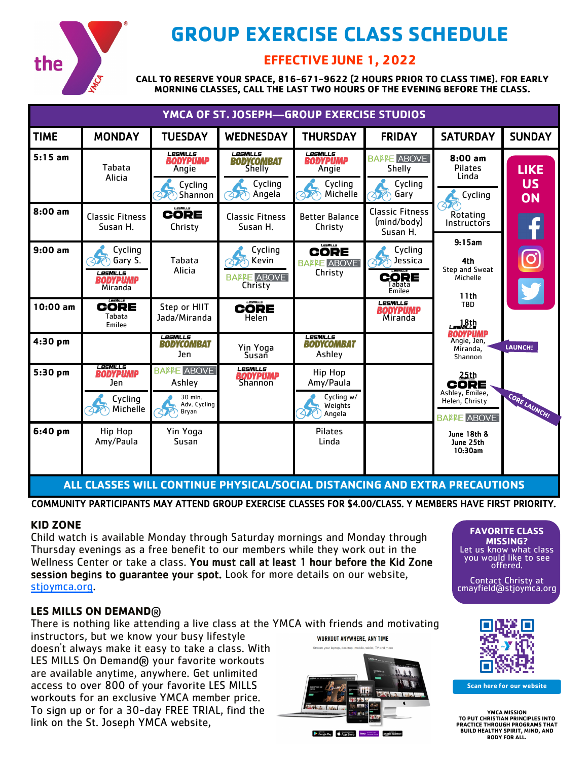# GROUP EXERCISE CLASS SCHEDULE

## EFFECTIVE JUNE 1, 2022

**CALL TO RESERVE YOUR SPACE, 816-671-9622 (2 HOURS PRIOR TO CLASS TIME). FOR EARLY MORNING CLASSES, CALL THE LAST TWO HOURS OF THE EVENING BEFORE THE CLASS.**

**YMCA OF ST. JOSEPH—GROUP EXERCISE STUDIOS**

| TIME | MONDAY | TUESDAY | WEDNESDAY | THURSDAY | FRIDAY | SATURDAY | SUNDAY |
|---|---|---|---|---|---|---|---|
| 5:15 am | Tabata Alicia | LesMills BODYPUMP Angie; Cycling Shannon | LesMills BODYCOMBAT Shelly; Cycling Angela | LesMills BODYPUMP Angie; Cycling Michelle | BARRE ABOVE Shelly; Cycling Gary | 8:00 am Pilates Linda; Cycling Rotating Instructors | LIKE US ON (Facebook, Instagram, Twitter) |
| 8:00 am | Classic Fitness Susan H. | CORE Christy | Classic Fitness Susan H. | Better Balance Christy | Classic Fitness (mind/body) Susan H. | | |
| 9:00 am | Cycling Gary S.; LesMills BODYPUMP Miranda | Tabata Alicia | Cycling Kevin; BARRE ABOVE Christy | CORE; BARRE ABOVE Christy | Cycling Jessica; CORE Tabata Emilee | 9:15am — 4th Step and Sweat Michelle; 11th TBD; 18th LesMills BODYPUMP Angie, Jen, Miranda, Shannon (LAUNCH!); 25th CORE Ashley, Emilee, Helen, Christy (CORE LAUNCH!) | |
| 10:00 am | CORE Tabata Emilee | Step or HIIT Jada/Miranda | CORE Helen | | LesMills BODYPUMP Miranda | | |
| 4:30 pm | | LesMills BODYCOMBAT Jen | Yin Yoga Susan | LesMills BODYCOMBAT Ashley | | | |
| 5:30 pm | LesMills BODYPUMP Jen; Cycling Michelle | BARRE ABOVE Ashley; 30 min. Adv. Cycling Bryan | LesMills BODYPUMP Shannon | Hip Hop Amy/Paula; Cycling w/ Weights Angela | | BARRE ABOVE June 18th & June 25th 10:30am | |
| 6:40 pm | Hip Hop Amy/Paula | Yin Yoga Susan | | Pilates Linda | | | |

**ALL CLASSES WILL CONTINUE PHYSICAL/SOCIAL DISTANCING AND EXTRA PRECAUTIONS**

**COMMUNITY PARTICIPANTS MAY ATTEND GROUP EXERCISE CLASSES FOR $4.00/CLASS. Y MEMBERS HAVE FIRST PRIORITY.**

## KID ZONE

Child watch is available Monday through Saturday mornings and Monday through Thursday evenings as a free benefit to our members while they work out in the Wellness Center or take a class. **You must call at least 1 hour before the Kid Zone session begins to guarantee your spot.** Look for more details on our website, stjoymca.org.

## LES MILLS ON DEMAND®

There is nothing like attending a live class at the YMCA with friends and motivating instructors, but we know your busy lifestyle doesn't always make it easy to take a class. With LES MILLS On Demand® your favorite workouts are available anytime, anywhere. Get unlimited access to over 800 of your favorite LES MILLS workouts for an exclusive YMCA member price. To sign up or for a 30-day FREE TRIAL, find the link on the St. Joseph YMCA website,

WORKOUT ANYWHERE, ANY TIME

Stream your laptop, desktop, mobile, tablet, TV and more

**FAVORITE CLASS MISSING?**
Let us know what class you would like to see offered.

Contact Christy at cmayfield@stjoymca.org

Scan here for our website

**YMCA MISSION**
**TO PUT CHRISTIAN PRINCIPLES INTO PRACTICE THROUGH PROGRAMS THAT BUILD HEALTHY SPIRIT, MIND, AND BODY FOR ALL.**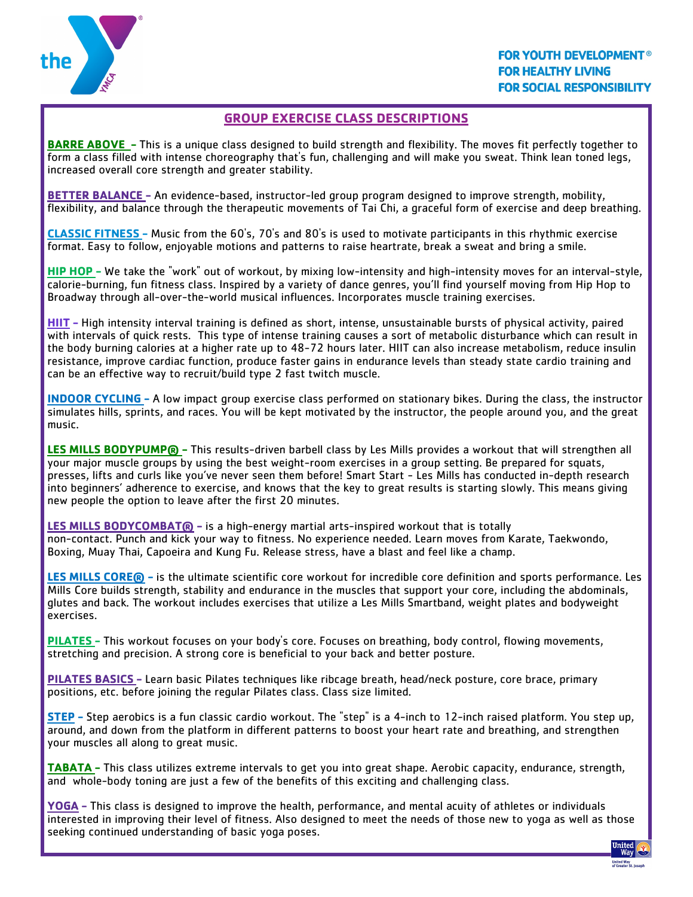FOR YOUTH DEVELOPMENT®
FOR HEALTHY LIVING
FOR SOCIAL RESPONSIBILITY

## GROUP EXERCISE CLASS DESCRIPTIONS

**BARRE ABOVE** – This is a unique class designed to build strength and flexibility. The moves fit perfectly together to form a class filled with intense choreography that's fun, challenging and will make you sweat. Think lean toned legs, increased overall core strength and greater stability.

**BETTER BALANCE** – An evidence-based, instructor-led group program designed to improve strength, mobility, flexibility, and balance through the therapeutic movements of Tai Chi, a graceful form of exercise and deep breathing.

**CLASSIC FITNESS** – Music from the 60's, 70's and 80's is used to motivate participants in this rhythmic exercise format. Easy to follow, enjoyable motions and patterns to raise heartrate, break a sweat and bring a smile.

**HIP HOP** – We take the "work" out of workout, by mixing low-intensity and high-intensity moves for an interval-style, calorie-burning, fun fitness class. Inspired by a variety of dance genres, you'll find yourself moving from Hip Hop to Broadway through all-over-the-world musical influences. Incorporates muscle training exercises.

**HIIT** – High intensity interval training is defined as short, intense, unsustainable bursts of physical activity, paired with intervals of quick rests. This type of intense training causes a sort of metabolic disturbance which can result in the body burning calories at a higher rate up to 48-72 hours later. HIIT can also increase metabolism, reduce insulin resistance, improve cardiac function, produce faster gains in endurance levels than steady state cardio training and can be an effective way to recruit/build type 2 fast twitch muscle.

**INDOOR CYCLING** – A low impact group exercise class performed on stationary bikes. During the class, the instructor simulates hills, sprints, and races. You will be kept motivated by the instructor, the people around you, and the great music.

**LES MILLS BODYPUMP®** – This results-driven barbell class by Les Mills provides a workout that will strengthen all your major muscle groups by using the best weight-room exercises in a group setting. Be prepared for squats, presses, lifts and curls like you've never seen them before! Smart Start - Les Mills has conducted in-depth research into beginners' adherence to exercise, and knows that the key to great results is starting slowly. This means giving new people the option to leave after the first 20 minutes.

**LES MILLS BODYCOMBAT®** – is a high-energy martial arts-inspired workout that is totally non-contact. Punch and kick your way to fitness. No experience needed. Learn moves from Karate, Taekwondo, Boxing, Muay Thai, Capoeira and Kung Fu. Release stress, have a blast and feel like a champ.

**LES MILLS CORE®** – is the ultimate scientific core workout for incredible core definition and sports performance. Les Mills Core builds strength, stability and endurance in the muscles that support your core, including the abdominals, glutes and back. The workout includes exercises that utilize a Les Mills Smartband, weight plates and bodyweight exercises.

**PILATES** – This workout focuses on your body's core. Focuses on breathing, body control, flowing movements, stretching and precision. A strong core is beneficial to your back and better posture.

**PILATES BASICS** – Learn basic Pilates techniques like ribcage breath, head/neck posture, core brace, primary positions, etc. before joining the regular Pilates class. Class size limited.

**STEP** – Step aerobics is a fun classic cardio workout. The "step" is a 4-inch to 12-inch raised platform. You step up, around, and down from the platform in different patterns to boost your heart rate and breathing, and strengthen your muscles all along to great music.

**TABATA** – This class utilizes extreme intervals to get you into great shape. Aerobic capacity, endurance, strength, and whole-body toning are just a few of the benefits of this exciting and challenging class.

**YOGA** – This class is designed to improve the health, performance, and mental acuity of athletes or individuals interested in improving their level of fitness. Also designed to meet the needs of those new to yoga as well as those seeking continued understanding of basic yoga poses.